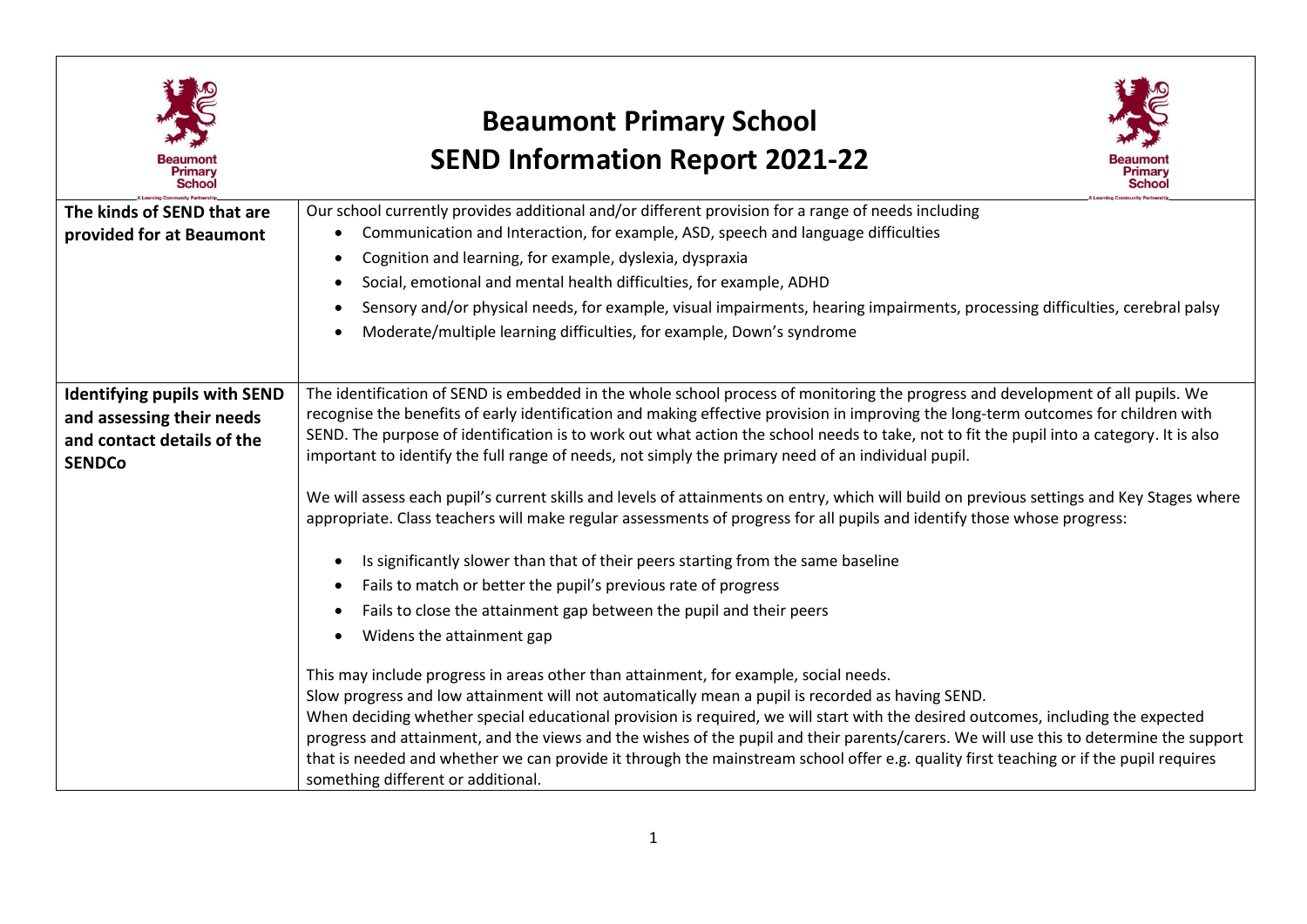# Beaumont Primary School
# SEND Information Report 2021-22

| | |
|---|---|
| **The kinds of SEND that are provided for at Beaumont** | Our school currently provides additional and/or different provision for a range of needs including<br>• Communication and Interaction, for example, ASD, speech and language difficulties<br>• Cognition and learning, for example, dyslexia, dyspraxia<br>• Social, emotional and mental health difficulties, for example, ADHD<br>• Sensory and/or physical needs, for example, visual impairments, hearing impairments, processing difficulties, cerebral palsy<br>• Moderate/multiple learning difficulties, for example, Down's syndrome |
| **Identifying pupils with SEND and assessing their needs and contact details of the SENDCo** | The identification of SEND is embedded in the whole school process of monitoring the progress and development of all pupils. We recognise the benefits of early identification and making effective provision in improving the long-term outcomes for children with SEND. The purpose of identification is to work out what action the school needs to take, not to fit the pupil into a category. It is also important to identify the full range of needs, not simply the primary need of an individual pupil.<br><br>We will assess each pupil's current skills and levels of attainments on entry, which will build on previous settings and Key Stages where appropriate. Class teachers will make regular assessments of progress for all pupils and identify those whose progress:<br><br>• Is significantly slower than that of their peers starting from the same baseline<br>• Fails to match or better the pupil's previous rate of progress<br>• Fails to close the attainment gap between the pupil and their peers<br>• Widens the attainment gap<br><br>This may include progress in areas other than attainment, for example, social needs.<br>Slow progress and low attainment will not automatically mean a pupil is recorded as having SEND.<br>When deciding whether special educational provision is required, we will start with the desired outcomes, including the expected progress and attainment, and the views and the wishes of the pupil and their parents/carers. We will use this to determine the support that is needed and whether we can provide it through the mainstream school offer e.g. quality first teaching or if the pupil requires something different or additional. |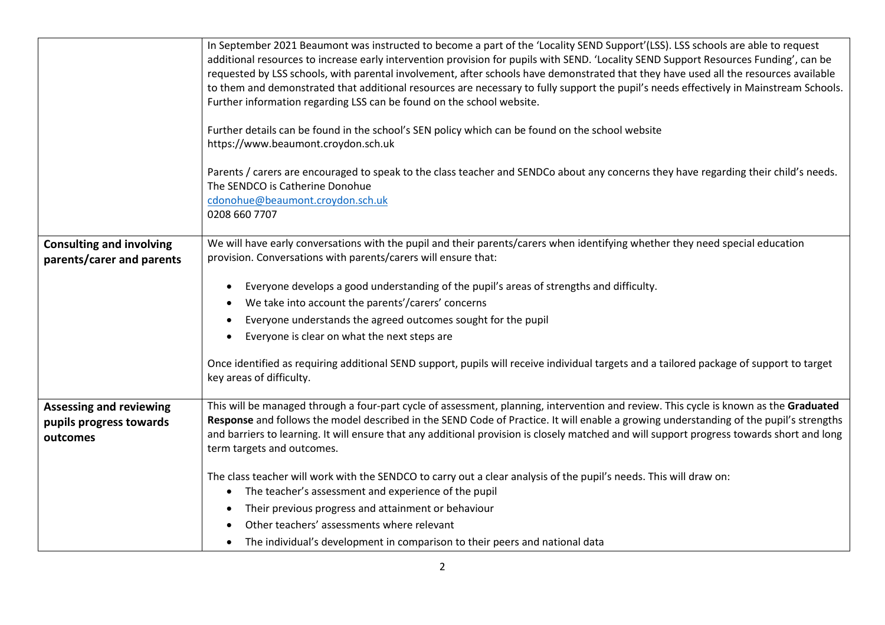| | |
|---|---|
| | In September 2021 Beaumont was instructed to become a part of the 'Locality SEND Support'(LSS). LSS schools are able to request additional resources to increase early intervention provision for pupils with SEND. 'Locality SEND Support Resources Funding', can be requested by LSS schools, with parental involvement, after schools have demonstrated that they have used all the resources available to them and demonstrated that additional resources are necessary to fully support the pupil's needs effectively in Mainstream Schools. Further information regarding LSS can be found on the school website.<br><br>Further details can be found in the school's SEN policy which can be found on the school website https://www.beaumont.croydon.sch.uk<br><br>Parents / carers are encouraged to speak to the class teacher and SENDCo about any concerns they have regarding their child's needs. The SENDCO is Catherine Donohue<br>cdonohue@beaumont.croydon.sch.uk<br>0208 660 7707 |
| **Consulting and involving parents/carer and parents** | We will have early conversations with the pupil and their parents/carers when identifying whether they need special education provision. Conversations with parents/carers will ensure that:<br><br>• Everyone develops a good understanding of the pupil's areas of strengths and difficulty.<br>• We take into account the parents'/carers' concerns<br>• Everyone understands the agreed outcomes sought for the pupil<br>• Everyone is clear on what the next steps are<br><br>Once identified as requiring additional SEND support, pupils will receive individual targets and a tailored package of support to target key areas of difficulty. |
| **Assessing and reviewing pupils progress towards outcomes** | This will be managed through a four-part cycle of assessment, planning, intervention and review. This cycle is known as the **Graduated Response** and follows the model described in the SEND Code of Practice. It will enable a growing understanding of the pupil's strengths and barriers to learning. It will ensure that any additional provision is closely matched and will support progress towards short and long term targets and outcomes.<br><br>The class teacher will work with the SENDCO to carry out a clear analysis of the pupil's needs. This will draw on:<br>• The teacher's assessment and experience of the pupil<br>• Their previous progress and attainment or behaviour<br>• Other teachers' assessments where relevant<br>• The individual's development in comparison to their peers and national data |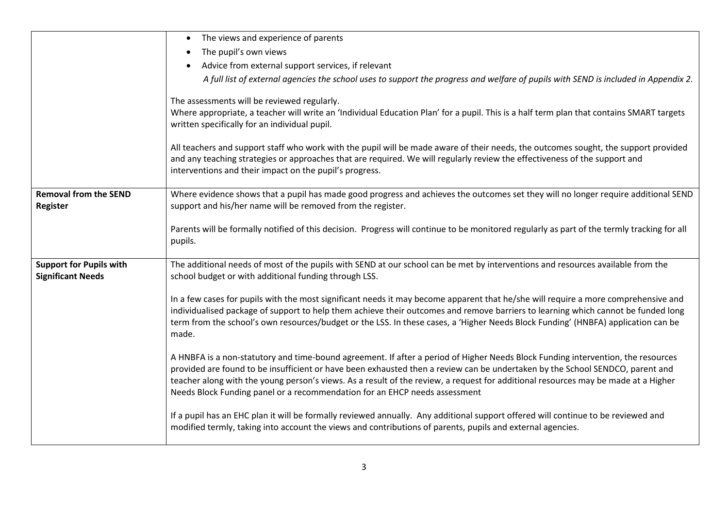| | |
|---|---|
| | • The views and experience of parents<br>• The pupil's own views<br>• Advice from external support services, if relevant<br>*A full list of external agencies the school uses to support the progress and welfare of pupils with SEND is included in Appendix 2.*<br><br>The assessments will be reviewed regularly.<br>Where appropriate, a teacher will write an 'Individual Education Plan' for a pupil. This is a half term plan that contains SMART targets written specifically for an individual pupil.<br><br>All teachers and support staff who work with the pupil will be made aware of their needs, the outcomes sought, the support provided and any teaching strategies or approaches that are required. We will regularly review the effectiveness of the support and interventions and their impact on the pupil's progress. |
| **Removal from the SEND Register** | Where evidence shows that a pupil has made good progress and achieves the outcomes set they will no longer require additional SEND support and his/her name will be removed from the register.<br><br>Parents will be formally notified of this decision. Progress will continue to be monitored regularly as part of the termly tracking for all pupils. |
| **Support for Pupils with Significant Needs** | The additional needs of most of the pupils with SEND at our school can be met by interventions and resources available from the school budget or with additional funding through LSS.<br><br>In a few cases for pupils with the most significant needs it may become apparent that he/she will require a more comprehensive and individualised package of support to help them achieve their outcomes and remove barriers to learning which cannot be funded long term from the school's own resources/budget or the LSS. In these cases, a 'Higher Needs Block Funding' (HNBFA) application can be made.<br><br>A HNBFA is a non-statutory and time-bound agreement. If after a period of Higher Needs Block Funding intervention, the resources provided are found to be insufficient or have been exhausted then a review can be undertaken by the School SENDCO, parent and teacher along with the young person's views. As a result of the review, a request for additional resources may be made at a Higher Needs Block Funding panel or a recommendation for an EHCP needs assessment<br><br>If a pupil has an EHC plan it will be formally reviewed annually. Any additional support offered will continue to be reviewed and modified termly, taking into account the views and contributions of parents, pupils and external agencies. |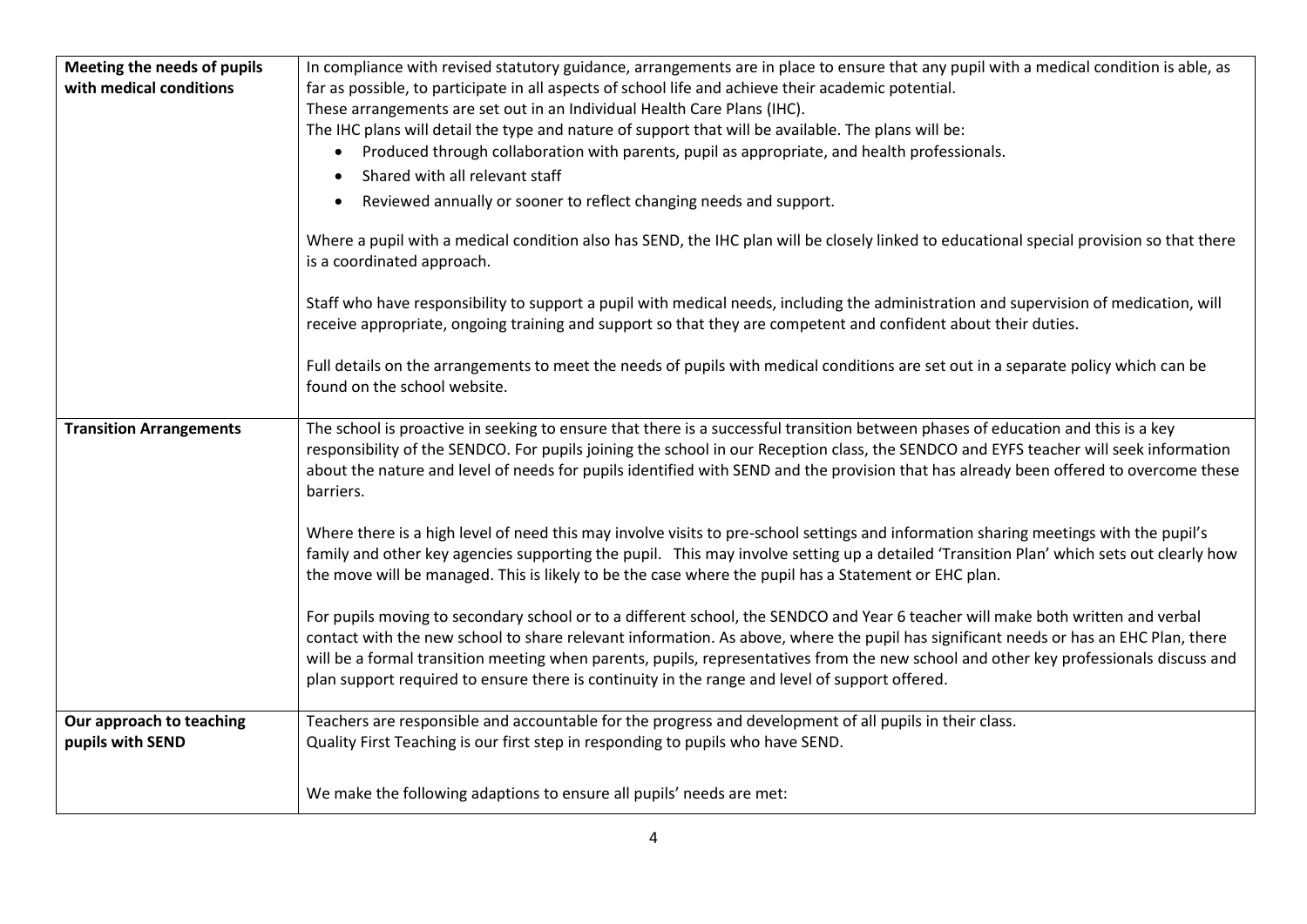| | |
|---|---|
| **Meeting the needs of pupils with medical conditions** | In compliance with revised statutory guidance, arrangements are in place to ensure that any pupil with a medical condition is able, as far as possible, to participate in all aspects of school life and achieve their academic potential.<br>These arrangements are set out in an Individual Health Care Plans (IHC).<br>The IHC plans will detail the type and nature of support that will be available. The plans will be:<br>• Produced through collaboration with parents, pupil as appropriate, and health professionals.<br>• Shared with all relevant staff<br>• Reviewed annually or sooner to reflect changing needs and support.<br><br>Where a pupil with a medical condition also has SEND, the IHC plan will be closely linked to educational special provision so that there is a coordinated approach.<br><br>Staff who have responsibility to support a pupil with medical needs, including the administration and supervision of medication, will receive appropriate, ongoing training and support so that they are competent and confident about their duties.<br><br>Full details on the arrangements to meet the needs of pupils with medical conditions are set out in a separate policy which can be found on the school website. |
| **Transition Arrangements** | The school is proactive in seeking to ensure that there is a successful transition between phases of education and this is a key responsibility of the SENDCO. For pupils joining the school in our Reception class, the SENDCO and EYFS teacher will seek information about the nature and level of needs for pupils identified with SEND and the provision that has already been offered to overcome these barriers.<br><br>Where there is a high level of need this may involve visits to pre-school settings and information sharing meetings with the pupil's family and other key agencies supporting the pupil. This may involve setting up a detailed 'Transition Plan' which sets out clearly how the move will be managed. This is likely to be the case where the pupil has a Statement or EHC plan.<br><br>For pupils moving to secondary school or to a different school, the SENDCO and Year 6 teacher will make both written and verbal contact with the new school to share relevant information. As above, where the pupil has significant needs or has an EHC Plan, there will be a formal transition meeting when parents, pupils, representatives from the new school and other key professionals discuss and plan support required to ensure there is continuity in the range and level of support offered. |
| **Our approach to teaching pupils with SEND** | Teachers are responsible and accountable for the progress and development of all pupils in their class.<br>Quality First Teaching is our first step in responding to pupils who have SEND.<br><br>We make the following adaptions to ensure all pupils' needs are met: |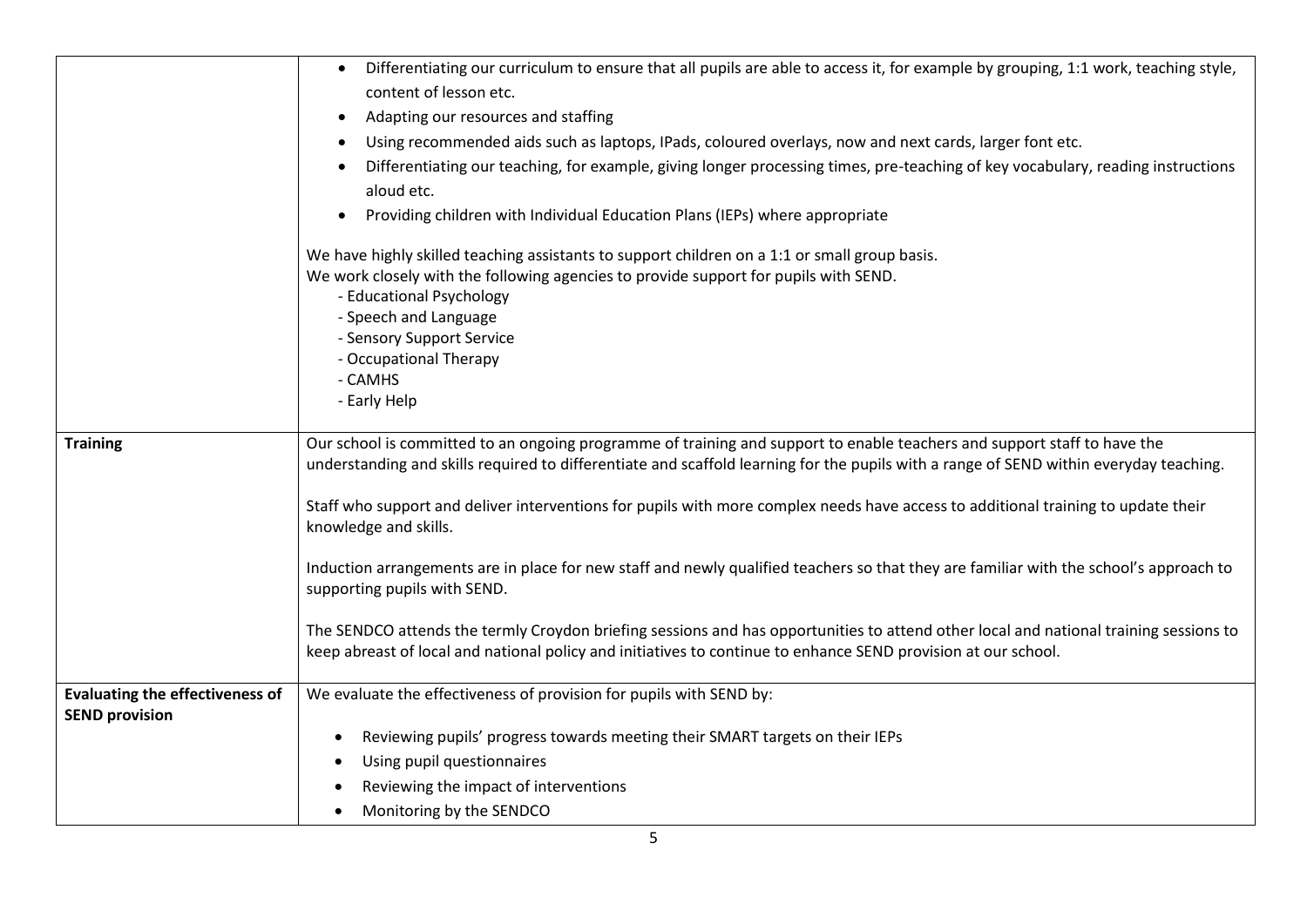| | |
|---|---|
| | • Differentiating our curriculum to ensure that all pupils are able to access it, for example by grouping, 1:1 work, teaching style, content of lesson etc.<br>• Adapting our resources and staffing<br>• Using recommended aids such as laptops, IPads, coloured overlays, now and next cards, larger font etc.<br>• Differentiating our teaching, for example, giving longer processing times, pre-teaching of key vocabulary, reading instructions aloud etc.<br>• Providing children with Individual Education Plans (IEPs) where appropriate<br><br>We have highly skilled teaching assistants to support children on a 1:1 or small group basis.<br>We work closely with the following agencies to provide support for pupils with SEND.<br>- Educational Psychology<br>- Speech and Language<br>- Sensory Support Service<br>- Occupational Therapy<br>- CAMHS<br>- Early Help |
| **Training** | Our school is committed to an ongoing programme of training and support to enable teachers and support staff to have the understanding and skills required to differentiate and scaffold learning for the pupils with a range of SEND within everyday teaching.<br><br>Staff who support and deliver interventions for pupils with more complex needs have access to additional training to update their knowledge and skills.<br><br>Induction arrangements are in place for new staff and newly qualified teachers so that they are familiar with the school's approach to supporting pupils with SEND.<br><br>The SENDCO attends the termly Croydon briefing sessions and has opportunities to attend other local and national training sessions to keep abreast of local and national policy and initiatives to continue to enhance SEND provision at our school. |
| **Evaluating the effectiveness of SEND provision** | We evaluate the effectiveness of provision for pupils with SEND by:<br><br>• Reviewing pupils' progress towards meeting their SMART targets on their IEPs<br>• Using pupil questionnaires<br>• Reviewing the impact of interventions<br>• Monitoring by the SENDCO |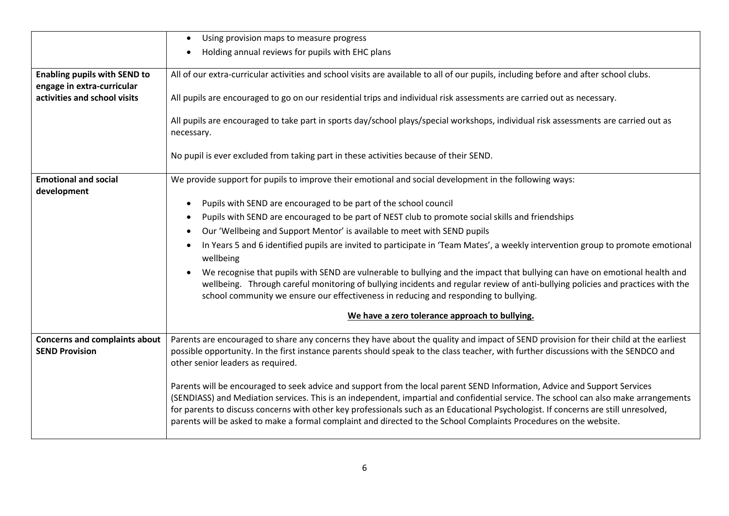| | |
|---|---|
| | • Using provision maps to measure progress<br>• Holding annual reviews for pupils with EHC plans |
| **Enabling pupils with SEND to engage in extra-curricular activities and school visits** | All of our extra-curricular activities and school visits are available to all of our pupils, including before and after school clubs.<br><br>All pupils are encouraged to go on our residential trips and individual risk assessments are carried out as necessary.<br><br>All pupils are encouraged to take part in sports day/school plays/special workshops, individual risk assessments are carried out as necessary.<br><br>No pupil is ever excluded from taking part in these activities because of their SEND. |
| **Emotional and social development** | We provide support for pupils to improve their emotional and social development in the following ways:<br><br>• Pupils with SEND are encouraged to be part of the school council<br>• Pupils with SEND are encouraged to be part of NEST club to promote social skills and friendships<br>• Our 'Wellbeing and Support Mentor' is available to meet with SEND pupils<br>• In Years 5 and 6 identified pupils are invited to participate in 'Team Mates', a weekly intervention group to promote emotional wellbeing<br>• We recognise that pupils with SEND are vulnerable to bullying and the impact that bullying can have on emotional health and wellbeing. Through careful monitoring of bullying incidents and regular review of anti-bullying policies and practices with the school community we ensure our effectiveness in reducing and responding to bullying.<br><br>**We have a zero tolerance approach to bullying.** |
| **Concerns and complaints about SEND Provision** | Parents are encouraged to share any concerns they have about the quality and impact of SEND provision for their child at the earliest possible opportunity. In the first instance parents should speak to the class teacher, with further discussions with the SENDCO and other senior leaders as required.<br><br>Parents will be encouraged to seek advice and support from the local parent SEND Information, Advice and Support Services (SENDIASS) and Mediation services. This is an independent, impartial and confidential service. The school can also make arrangements for parents to discuss concerns with other key professionals such as an Educational Psychologist. If concerns are still unresolved, parents will be asked to make a formal complaint and directed to the School Complaints Procedures on the website. |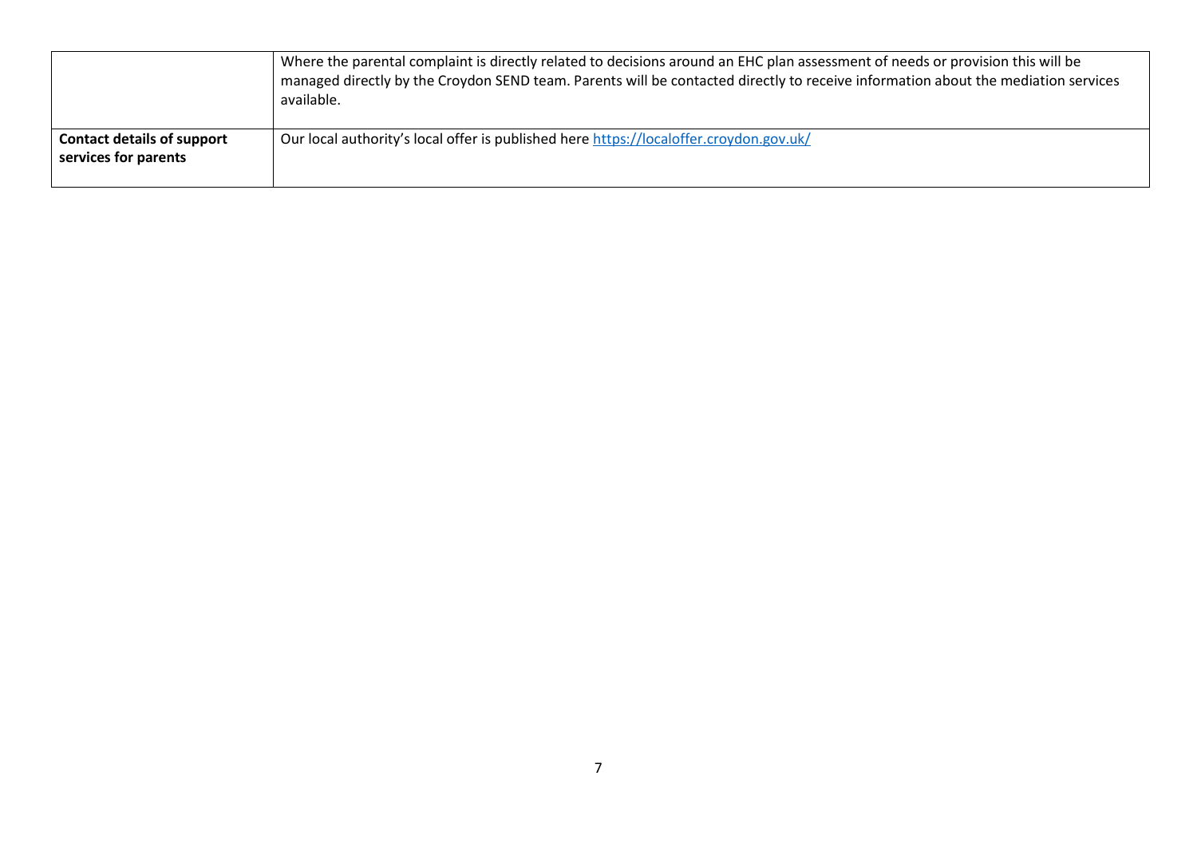| | |
|---|---|
| | Where the parental complaint is directly related to decisions around an EHC plan assessment of needs or provision this will be managed directly by the Croydon SEND team. Parents will be contacted directly to receive information about the mediation services available. |
| **Contact details of support services for parents** | Our local authority's local offer is published here https://localoffer.croydon.gov.uk/ |